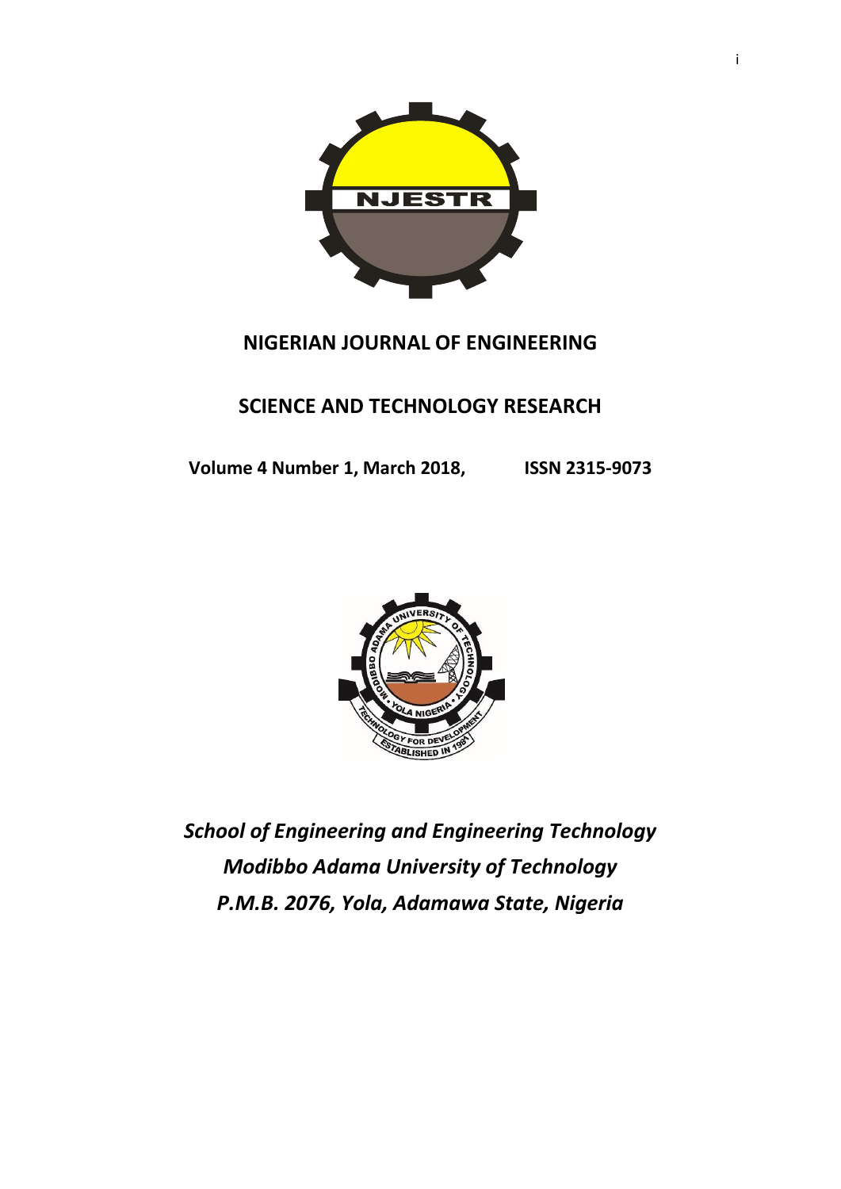# NIGERIAN JOURNAL OF ENGINEERING

# SCIENCE AND TECHNOLOGY RESEARCH

**Volume 4 Number 1, March 2018, ISSN 2315-9073**

***School of Engineering and Engineering Technology***
***Modibbo Adama University of Technology***
***P.M.B. 2076, Yola, Adamawa State, Nigeria***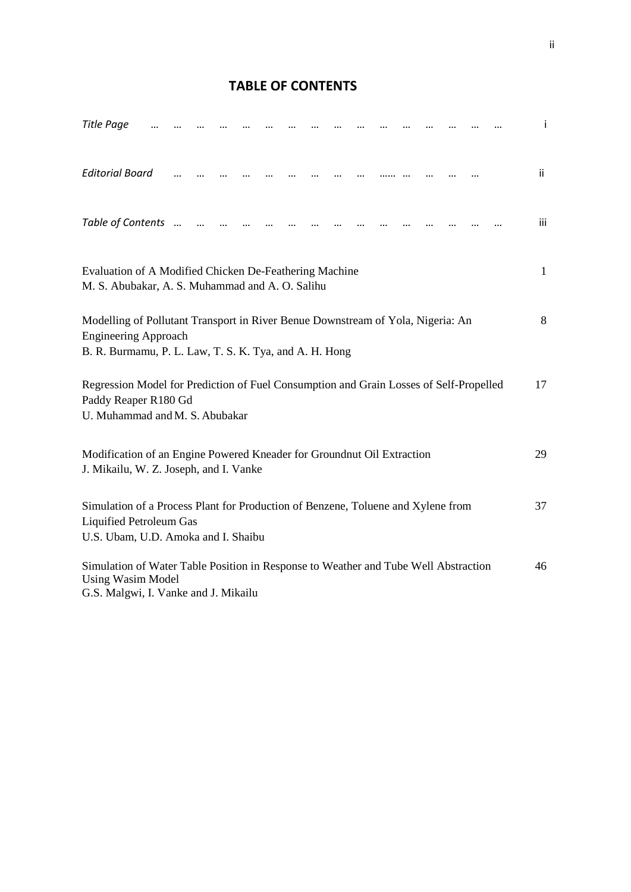# TABLE OF CONTENTS

*Title Page* … … … … … … … … … … … … … … … … … i

*Editorial Board* … … … … … … … … … … …… … … … … ii

*Table of Contents* … … … … … … … … … … … … … … … … iii

Evaluation of A Modified Chicken De-Feathering Machine 1
M. S. Abubakar, A. S. Muhammad and A. O. Salihu

Modelling of Pollutant Transport in River Benue Downstream of Yola, Nigeria: An Engineering Approach 8
B. R. Burmamu, P. L. Law, T. S. K. Tya, and A. H. Hong

Regression Model for Prediction of Fuel Consumption and Grain Losses of Self-Propelled Paddy Reaper R180 Gd 17
U. Muhammad and M. S. Abubakar

Modification of an Engine Powered Kneader for Groundnut Oil Extraction 29
J. Mikailu, W. Z. Joseph, and I. Vanke

Simulation of a Process Plant for Production of Benzene, Toluene and Xylene from Liquified Petroleum Gas 37
U.S. Ubam, U.D. Amoka and I. Shaibu

Simulation of Water Table Position in Response to Weather and Tube Well Abstraction Using Wasim Model 46
G.S. Malgwi, I. Vanke and J. Mikailu